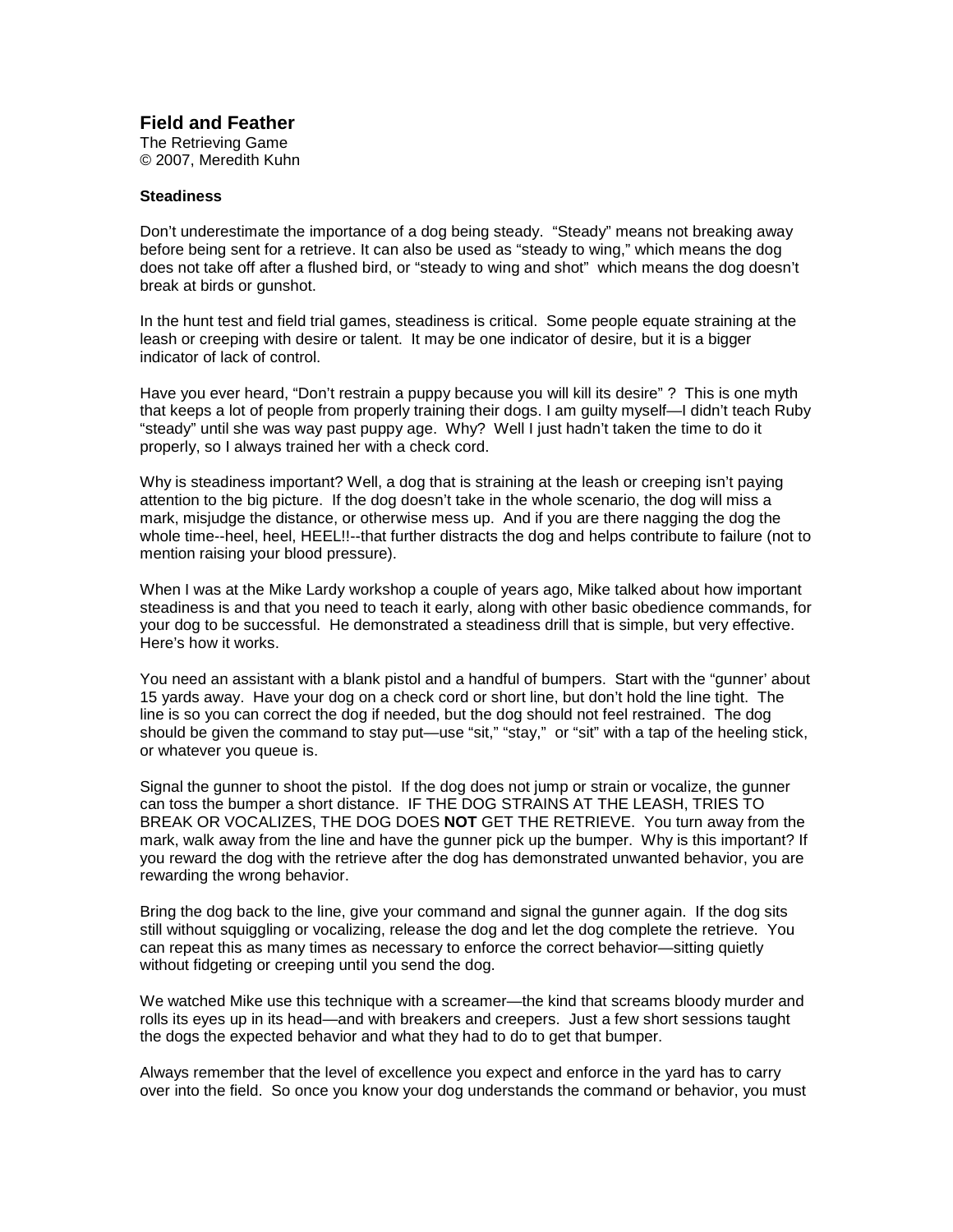# Field and Feather

The Retrieving Game
© 2007, Meredith Kuhn

**Steadiness**

Don't underestimate the importance of a dog being steady. "Steady" means not breaking away before being sent for a retrieve. It can also be used as "steady to wing," which means the dog does not take off after a flushed bird, or "steady to wing and shot" which means the dog doesn't break at birds or gunshot.

In the hunt test and field trial games, steadiness is critical. Some people equate straining at the leash or creeping with desire or talent. It may be one indicator of desire, but it is a bigger indicator of lack of control.

Have you ever heard, "Don't restrain a puppy because you will kill its desire" ? This is one myth that keeps a lot of people from properly training their dogs. I am guilty myself—I didn't teach Ruby "steady" until she was way past puppy age. Why? Well I just hadn't taken the time to do it properly, so I always trained her with a check cord.

Why is steadiness important? Well, a dog that is straining at the leash or creeping isn't paying attention to the big picture. If the dog doesn't take in the whole scenario, the dog will miss a mark, misjudge the distance, or otherwise mess up. And if you are there nagging the dog the whole time--heel, heel, HEEL!!--that further distracts the dog and helps contribute to failure (not to mention raising your blood pressure).

When I was at the Mike Lardy workshop a couple of years ago, Mike talked about how important steadiness is and that you need to teach it early, along with other basic obedience commands, for your dog to be successful. He demonstrated a steadiness drill that is simple, but very effective. Here's how it works.

You need an assistant with a blank pistol and a handful of bumpers. Start with the "gunner' about 15 yards away. Have your dog on a check cord or short line, but don't hold the line tight. The line is so you can correct the dog if needed, but the dog should not feel restrained. The dog should be given the command to stay put—use "sit," "stay," or "sit" with a tap of the heeling stick, or whatever you queue is.

Signal the gunner to shoot the pistol. If the dog does not jump or strain or vocalize, the gunner can toss the bumper a short distance. IF THE DOG STRAINS AT THE LEASH, TRIES TO BREAK OR VOCALIZES, THE DOG DOES **NOT** GET THE RETRIEVE. You turn away from the mark, walk away from the line and have the gunner pick up the bumper. Why is this important? If you reward the dog with the retrieve after the dog has demonstrated unwanted behavior, you are rewarding the wrong behavior.

Bring the dog back to the line, give your command and signal the gunner again. If the dog sits still without squiggling or vocalizing, release the dog and let the dog complete the retrieve. You can repeat this as many times as necessary to enforce the correct behavior—sitting quietly without fidgeting or creeping until you send the dog.

We watched Mike use this technique with a screamer—the kind that screams bloody murder and rolls its eyes up in its head—and with breakers and creepers. Just a few short sessions taught the dogs the expected behavior and what they had to do to get that bumper.

Always remember that the level of excellence you expect and enforce in the yard has to carry over into the field. So once you know your dog understands the command or behavior, you must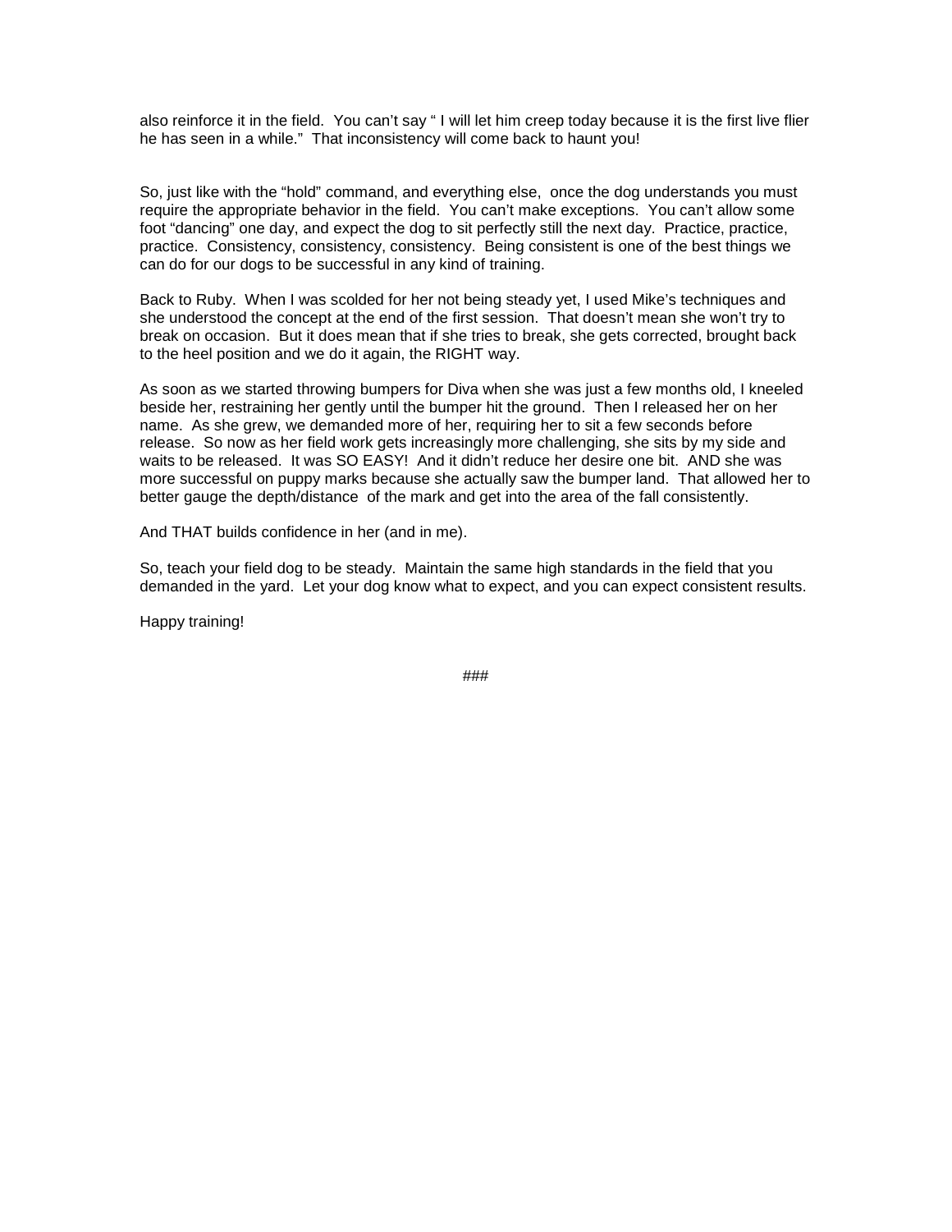also reinforce it in the field. You can't say " I will let him creep today because it is the first live flier he has seen in a while." That inconsistency will come back to haunt you!

So, just like with the "hold" command, and everything else, once the dog understands you must require the appropriate behavior in the field. You can't make exceptions. You can't allow some foot "dancing" one day, and expect the dog to sit perfectly still the next day. Practice, practice, practice. Consistency, consistency, consistency. Being consistent is one of the best things we can do for our dogs to be successful in any kind of training.

Back to Ruby. When I was scolded for her not being steady yet, I used Mike's techniques and she understood the concept at the end of the first session. That doesn't mean she won't try to break on occasion. But it does mean that if she tries to break, she gets corrected, brought back to the heel position and we do it again, the RIGHT way.

As soon as we started throwing bumpers for Diva when she was just a few months old, I kneeled beside her, restraining her gently until the bumper hit the ground. Then I released her on her name. As she grew, we demanded more of her, requiring her to sit a few seconds before release. So now as her field work gets increasingly more challenging, she sits by my side and waits to be released. It was SO EASY! And it didn't reduce her desire one bit. AND she was more successful on puppy marks because she actually saw the bumper land. That allowed her to better gauge the depth/distance of the mark and get into the area of the fall consistently.

And THAT builds confidence in her (and in me).

So, teach your field dog to be steady. Maintain the same high standards in the field that you demanded in the yard. Let your dog know what to expect, and you can expect consistent results.

Happy training!

###